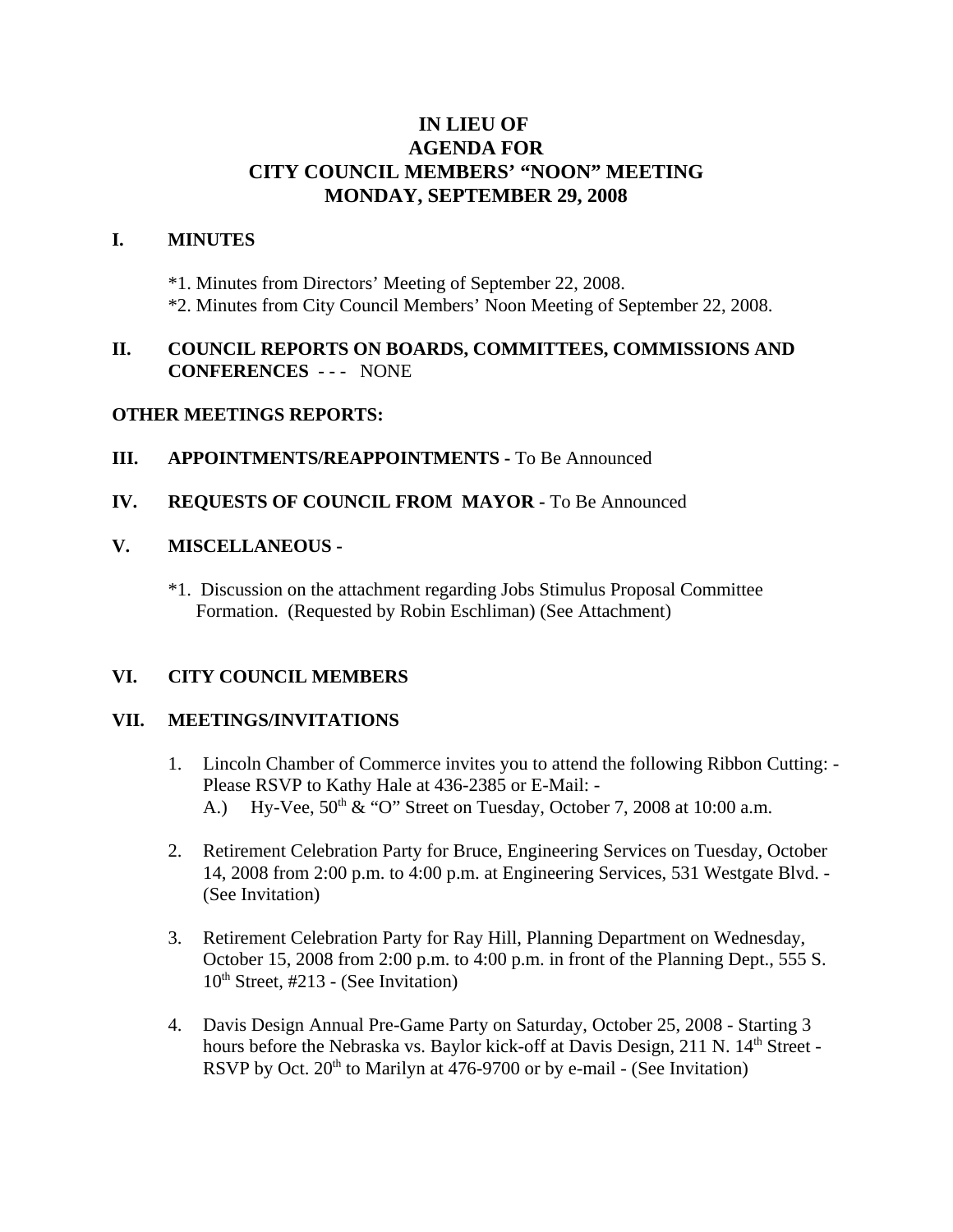# IN LIEU OF
# AGENDA FOR
# CITY COUNCIL MEMBERS' "NOON" MEETING
# MONDAY, SEPTEMBER 29, 2008

## I. MINUTES

*1. Minutes from Directors' Meeting of September 22, 2008.
*2. Minutes from City Council Members' Noon Meeting of September 22, 2008.

## II. COUNCIL REPORTS ON BOARDS, COMMITTEES, COMMISSIONS AND CONFERENCES - - - NONE

## OTHER MEETINGS REPORTS:

## III. APPOINTMENTS/REAPPOINTMENTS - To Be Announced

## IV. REQUESTS OF COUNCIL FROM MAYOR - To Be Announced

## V. MISCELLANEOUS -

*1. Discussion on the attachment regarding Jobs Stimulus Proposal Committee Formation. (Requested by Robin Eschliman) (See Attachment)

## VI. CITY COUNCIL MEMBERS

## VII. MEETINGS/INVITATIONS

1. Lincoln Chamber of Commerce invites you to attend the following Ribbon Cutting: - Please RSVP to Kathy Hale at 436-2385 or E-Mail: -
   A.) Hy-Vee, 50th & "O" Street on Tuesday, October 7, 2008 at 10:00 a.m.

2. Retirement Celebration Party for Bruce, Engineering Services on Tuesday, October 14, 2008 from 2:00 p.m. to 4:00 p.m. at Engineering Services, 531 Westgate Blvd. - (See Invitation)

3. Retirement Celebration Party for Ray Hill, Planning Department on Wednesday, October 15, 2008 from 2:00 p.m. to 4:00 p.m. in front of the Planning Dept., 555 S. 10th Street, #213 - (See Invitation)

4. Davis Design Annual Pre-Game Party on Saturday, October 25, 2008 - Starting 3 hours before the Nebraska vs. Baylor kick-off at Davis Design, 211 N. 14th Street - RSVP by Oct. 20th to Marilyn at 476-9700 or by e-mail - (See Invitation)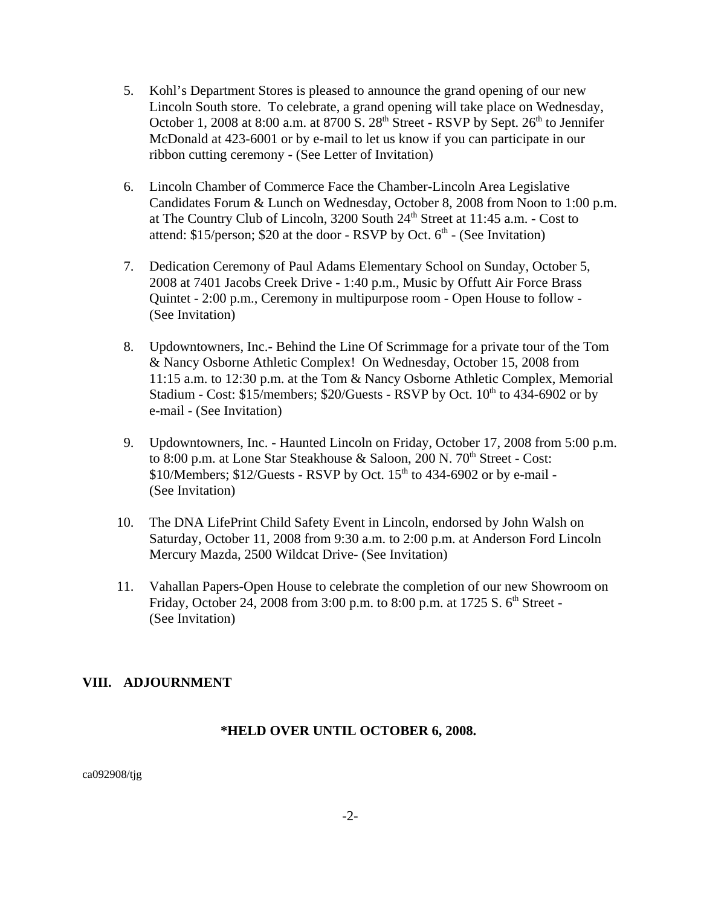5. Kohl's Department Stores is pleased to announce the grand opening of our new Lincoln South store. To celebrate, a grand opening will take place on Wednesday, October 1, 2008 at 8:00 a.m. at 8700 S. 28th Street - RSVP by Sept. 26th to Jennifer McDonald at 423-6001 or by e-mail to let us know if you can participate in our ribbon cutting ceremony - (See Letter of Invitation)

6. Lincoln Chamber of Commerce Face the Chamber-Lincoln Area Legislative Candidates Forum & Lunch on Wednesday, October 8, 2008 from Noon to 1:00 p.m. at The Country Club of Lincoln, 3200 South 24th Street at 11:45 a.m. - Cost to attend: $15/person; $20 at the door - RSVP by Oct. 6th - (See Invitation)

7. Dedication Ceremony of Paul Adams Elementary School on Sunday, October 5, 2008 at 7401 Jacobs Creek Drive - 1:40 p.m., Music by Offutt Air Force Brass Quintet - 2:00 p.m., Ceremony in multipurpose room - Open House to follow - (See Invitation)

8. Updowntowners, Inc.- Behind the Line Of Scrimmage for a private tour of the Tom & Nancy Osborne Athletic Complex! On Wednesday, October 15, 2008 from 11:15 a.m. to 12:30 p.m. at the Tom & Nancy Osborne Athletic Complex, Memorial Stadium - Cost: $15/members; $20/Guests - RSVP by Oct. 10th to 434-6902 or by e-mail - (See Invitation)

9. Updowntowners, Inc. - Haunted Lincoln on Friday, October 17, 2008 from 5:00 p.m. to 8:00 p.m. at Lone Star Steakhouse & Saloon, 200 N. 70th Street - Cost: $10/Members; $12/Guests - RSVP by Oct. 15th to 434-6902 or by e-mail - (See Invitation)

10. The DNA LifePrint Child Safety Event in Lincoln, endorsed by John Walsh on Saturday, October 11, 2008 from 9:30 a.m. to 2:00 p.m. at Anderson Ford Lincoln Mercury Mazda, 2500 Wildcat Drive- (See Invitation)

11. Vahallan Papers-Open House to celebrate the completion of our new Showroom on Friday, October 24, 2008 from 3:00 p.m. to 8:00 p.m. at 1725 S. 6th Street - (See Invitation)

## VIII. ADJOURNMENT

**\*HELD OVER UNTIL OCTOBER 6, 2008.**

ca092908/tjg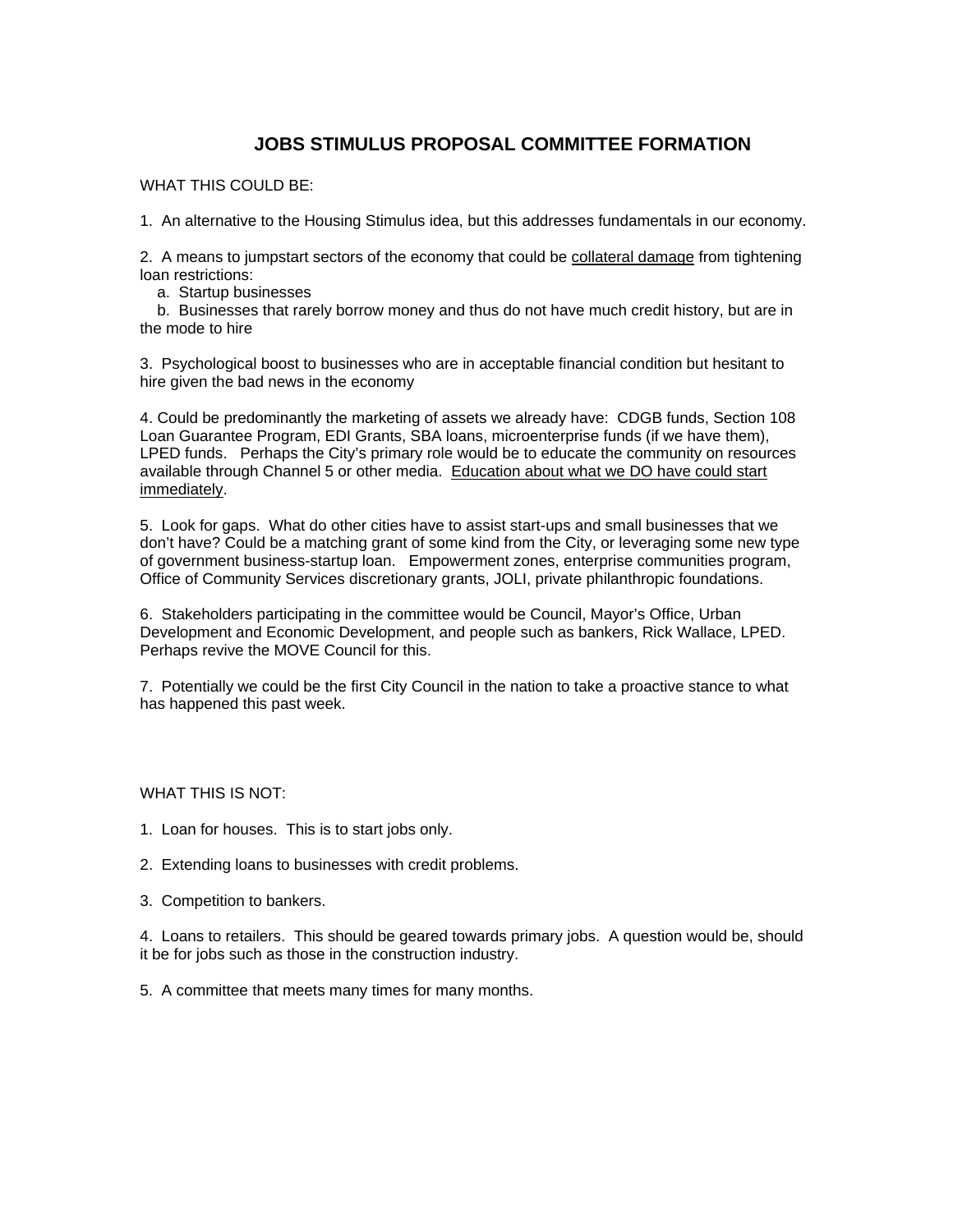# JOBS STIMULUS PROPOSAL COMMITTEE FORMATION

WHAT THIS COULD BE:

1. An alternative to the Housing Stimulus idea, but this addresses fundamentals in our economy.

2. A means to jumpstart sectors of the economy that could be collateral damage from tightening loan restrictions:
   a. Startup businesses
   b. Businesses that rarely borrow money and thus do not have much credit history, but are in the mode to hire

3. Psychological boost to businesses who are in acceptable financial condition but hesitant to hire given the bad news in the economy

4. Could be predominantly the marketing of assets we already have: CDGB funds, Section 108 Loan Guarantee Program, EDI Grants, SBA loans, microenterprise funds (if we have them), LPED funds. Perhaps the City's primary role would be to educate the community on resources available through Channel 5 or other media. Education about what we DO have could start immediately.

5. Look for gaps. What do other cities have to assist start-ups and small businesses that we don't have? Could be a matching grant of some kind from the City, or leveraging some new type of government business-startup loan. Empowerment zones, enterprise communities program, Office of Community Services discretionary grants, JOLI, private philanthropic foundations.

6. Stakeholders participating in the committee would be Council, Mayor's Office, Urban Development and Economic Development, and people such as bankers, Rick Wallace, LPED. Perhaps revive the MOVE Council for this.

7. Potentially we could be the first City Council in the nation to take a proactive stance to what has happened this past week.

WHAT THIS IS NOT:

1. Loan for houses. This is to start jobs only.

2. Extending loans to businesses with credit problems.

3. Competition to bankers.

4. Loans to retailers. This should be geared towards primary jobs. A question would be, should it be for jobs such as those in the construction industry.

5. A committee that meets many times for many months.